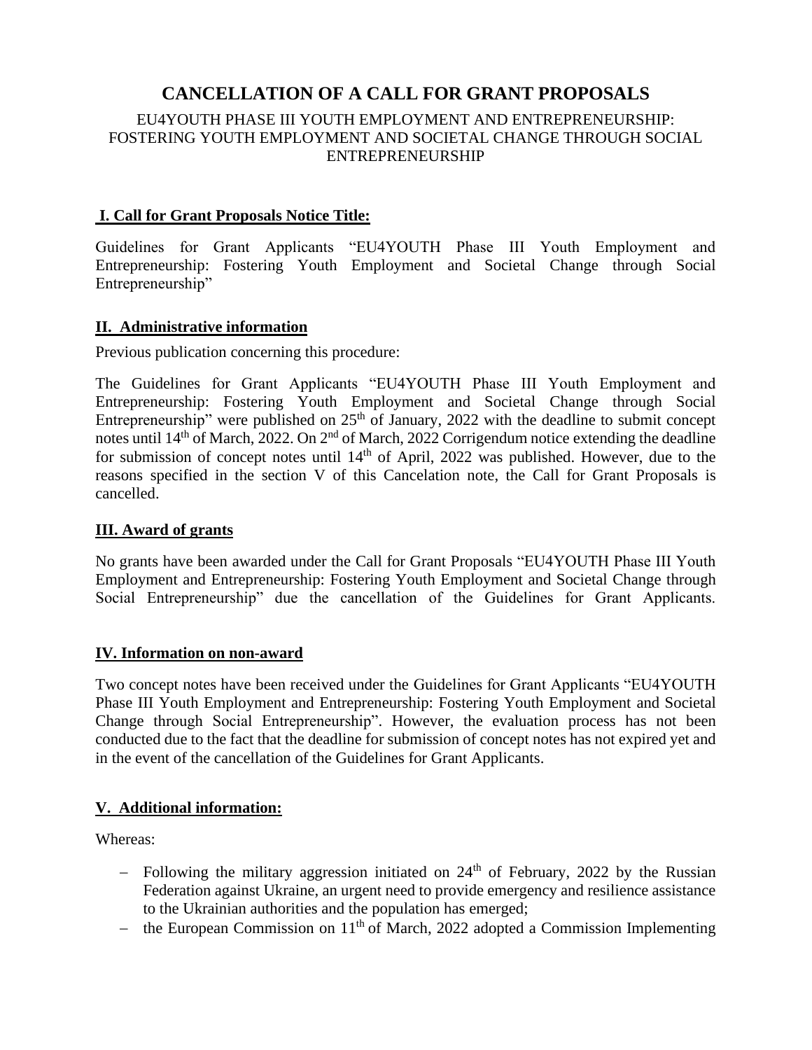# CANCELLATION OF A CALL FOR GRANT PROPOSALS

EU4YOUTH PHASE III YOUTH EMPLOYMENT AND ENTREPRENEURSHIP: FOSTERING YOUTH EMPLOYMENT AND SOCIETAL CHANGE THROUGH SOCIAL ENTREPRENEURSHIP

## I. Call for Grant Proposals Notice Title:

Guidelines for Grant Applicants "EU4YOUTH Phase III Youth Employment and Entrepreneurship: Fostering Youth Employment and Societal Change through Social Entrepreneurship"

## II. Administrative information

Previous publication concerning this procedure:

The Guidelines for Grant Applicants "EU4YOUTH Phase III Youth Employment and Entrepreneurship: Fostering Youth Employment and Societal Change through Social Entrepreneurship" were published on 25th of January, 2022 with the deadline to submit concept notes until 14th of March, 2022. On 2nd of March, 2022 Corrigendum notice extending the deadline for submission of concept notes until 14th of April, 2022 was published. However, due to the reasons specified in the section V of this Cancelation note, the Call for Grant Proposals is cancelled.

## III. Award of grants

No grants have been awarded under the Call for Grant Proposals "EU4YOUTH Phase III Youth Employment and Entrepreneurship: Fostering Youth Employment and Societal Change through Social Entrepreneurship" due the cancellation of the Guidelines for Grant Applicants.

## IV. Information on non-award

Two concept notes have been received under the Guidelines for Grant Applicants "EU4YOUTH Phase III Youth Employment and Entrepreneurship: Fostering Youth Employment and Societal Change through Social Entrepreneurship". However, the evaluation process has not been conducted due to the fact that the deadline for submission of concept notes has not expired yet and in the event of the cancellation of the Guidelines for Grant Applicants.

## V. Additional information:

Whereas:

- Following the military aggression initiated on 24th of February, 2022 by the Russian Federation against Ukraine, an urgent need to provide emergency and resilience assistance to the Ukrainian authorities and the population has emerged;
- the European Commission on 11th of March, 2022 adopted a Commission Implementing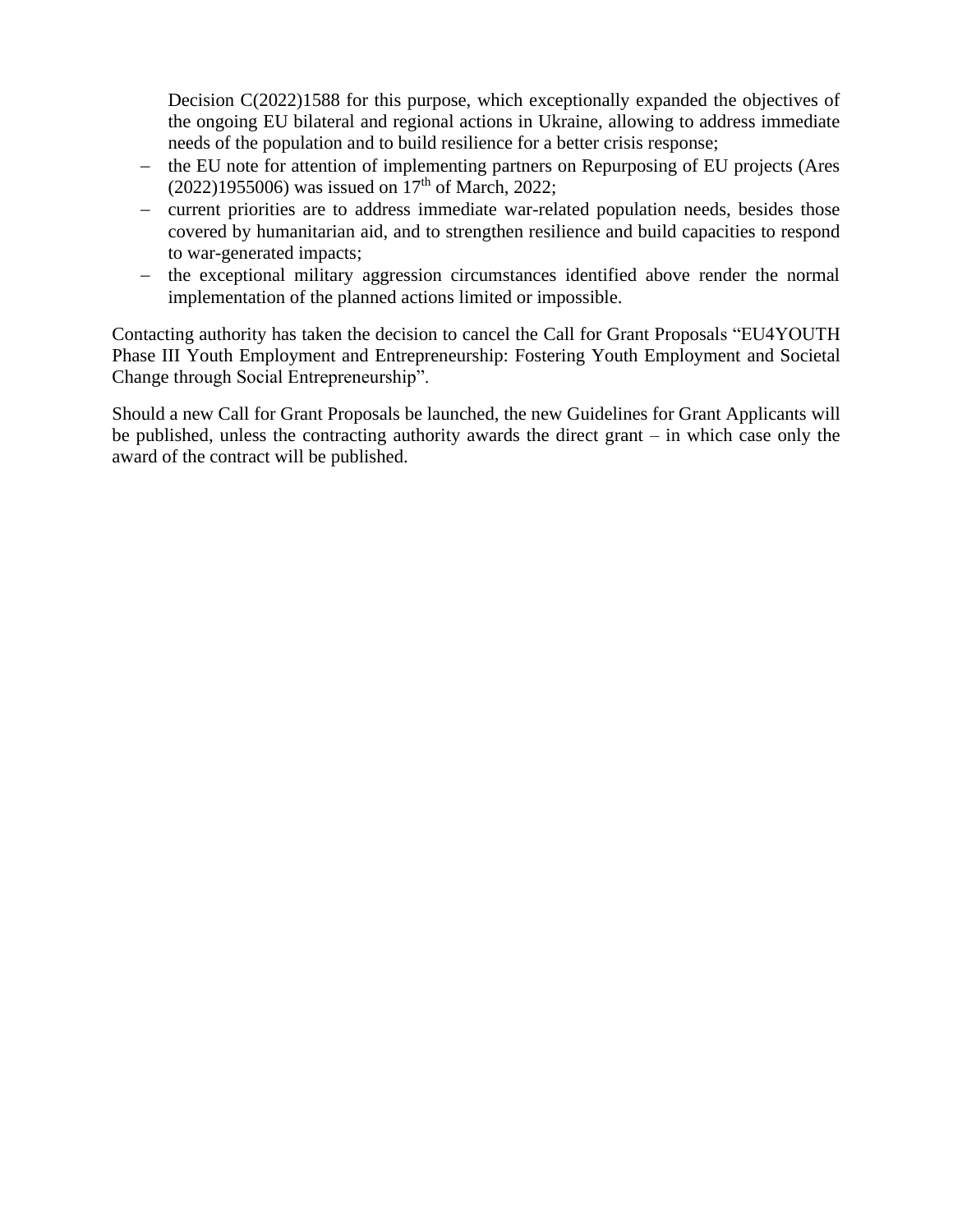Decision C(2022)1588 for this purpose, which exceptionally expanded the objectives of the ongoing EU bilateral and regional actions in Ukraine, allowing to address immediate needs of the population and to build resilience for a better crisis response;

- the EU note for attention of implementing partners on Repurposing of EU projects (Ares (2022)1955006) was issued on 17th of March, 2022;
- current priorities are to address immediate war-related population needs, besides those covered by humanitarian aid, and to strengthen resilience and build capacities to respond to war-generated impacts;
- the exceptional military aggression circumstances identified above render the normal implementation of the planned actions limited or impossible.

Contacting authority has taken the decision to cancel the Call for Grant Proposals "EU4YOUTH Phase III Youth Employment and Entrepreneurship: Fostering Youth Employment and Societal Change through Social Entrepreneurship".

Should a new Call for Grant Proposals be launched, the new Guidelines for Grant Applicants will be published, unless the contracting authority awards the direct grant – in which case only the award of the contract will be published.